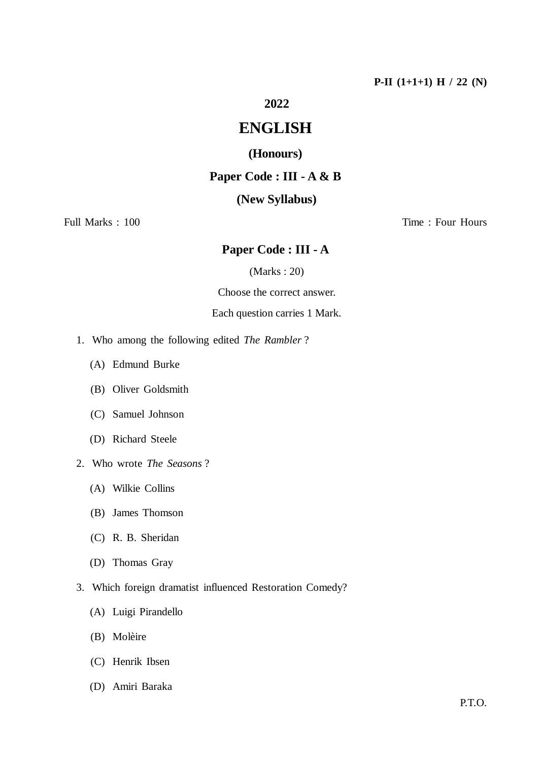P-II (1+1+1) H / 22 (N)

# 2022

# ENGLISH

## (Honours)

## Paper Code : III - A & B

## (New Syllabus)

Full Marks : 100 | Time : Four Hours

## Paper Code : III - A

(Marks : 20)

Choose the correct answer.

Each question carries 1 Mark.

1. Who among the following edited *The Rambler* ?
   - (A) Edmund Burke
   - (B) Oliver Goldsmith
   - (C) Samuel Johnson
   - (D) Richard Steele

2. Who wrote *The Seasons* ?
   - (A) Wilkie Collins
   - (B) James Thomson
   - (C) R. B. Sheridan
   - (D) Thomas Gray

3. Which foreign dramatist influenced Restoration Comedy?
   - (A) Luigi Pirandello
   - (B) Molèire
   - (C) Henrik Ibsen
   - (D) Amiri Baraka

P.T.O.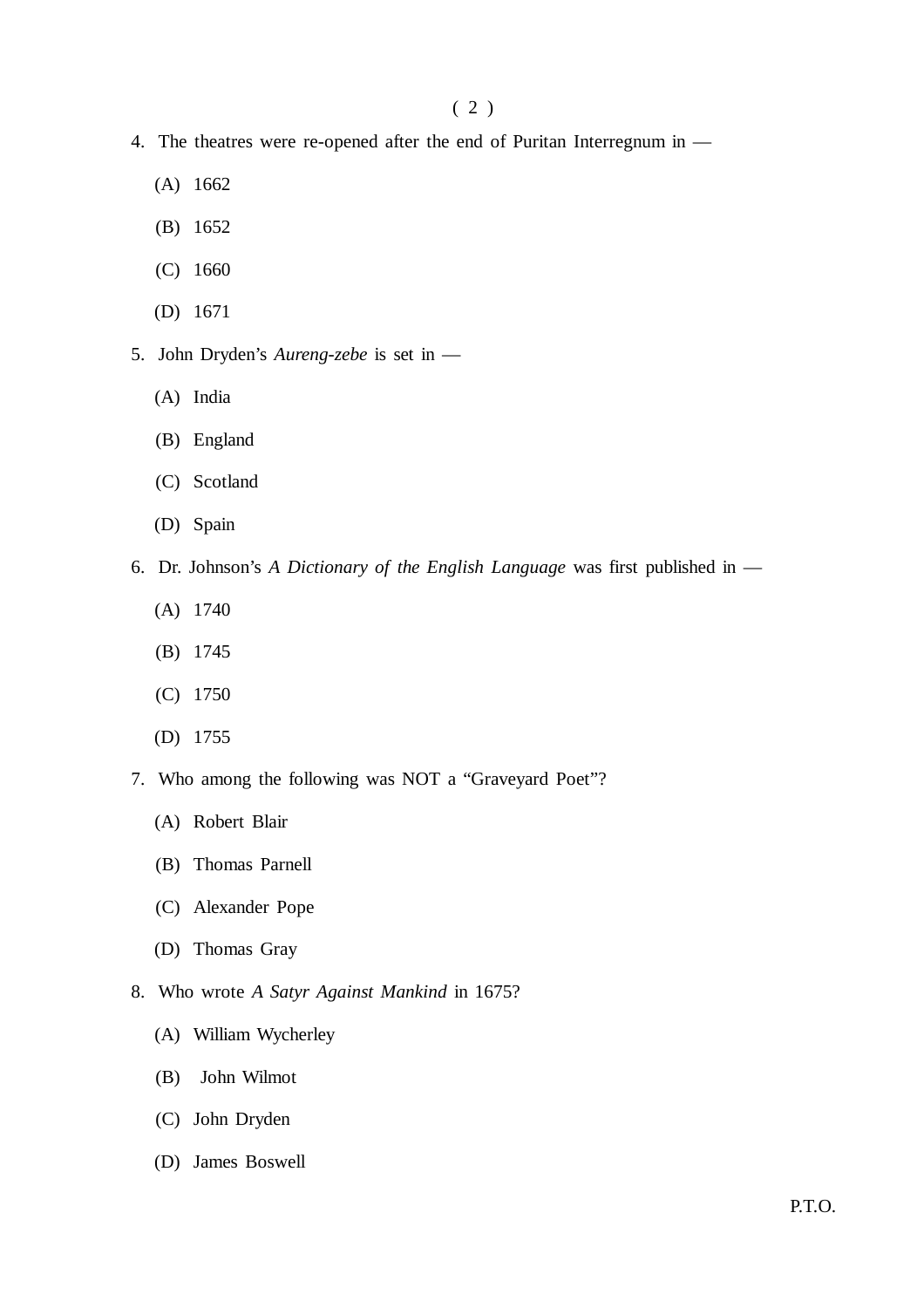4. The theatres were re-opened after the end of Puritan Interregnum in —

   (A) 1662

   (B) 1652

   (C) 1660

   (D) 1671

5. John Dryden's *Aureng-zebe* is set in —

   (A) India

   (B) England

   (C) Scotland

   (D) Spain

6. Dr. Johnson's *A Dictionary of the English Language* was first published in —

   (A) 1740

   (B) 1745

   (C) 1750

   (D) 1755

7. Who among the following was NOT a "Graveyard Poet"?

   (A) Robert Blair

   (B) Thomas Parnell

   (C) Alexander Pope

   (D) Thomas Gray

8. Who wrote *A Satyr Against Mankind* in 1675?

   (A) William Wycherley

   (B) John Wilmot

   (C) John Dryden

   (D) James Boswell

P.T.O.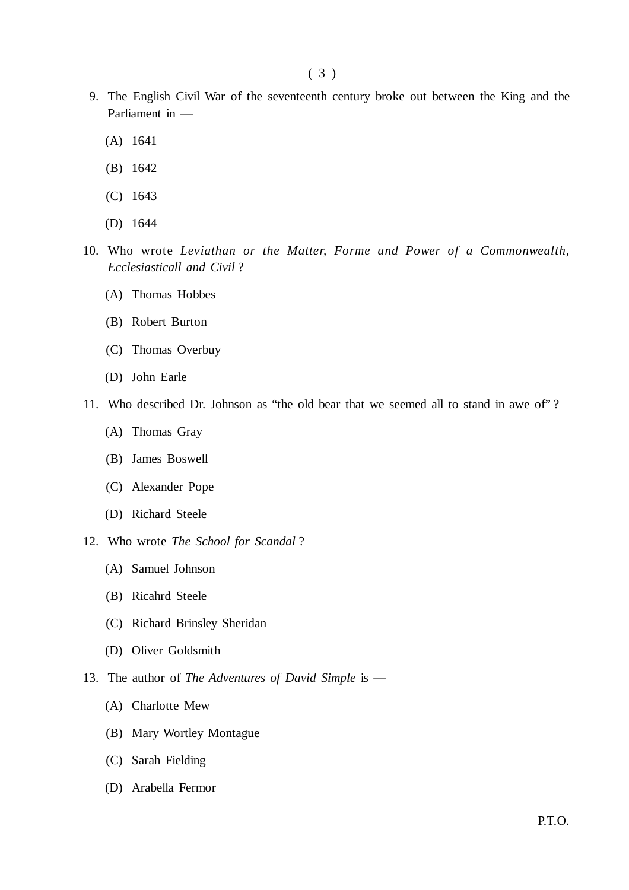9. The English Civil War of the seventeenth century broke out between the King and the Parliament in —

   (A) 1641

   (B) 1642

   (C) 1643

   (D) 1644

10. Who wrote *Leviathan or the Matter, Forme and Power of a Commonwealth, Ecclesiasticall and Civil* ?

    (A) Thomas Hobbes

    (B) Robert Burton

    (C) Thomas Overbuy

    (D) John Earle

11. Who described Dr. Johnson as "the old bear that we seemed all to stand in awe of" ?

    (A) Thomas Gray

    (B) James Boswell

    (C) Alexander Pope

    (D) Richard Steele

12. Who wrote *The School for Scandal* ?

    (A) Samuel Johnson

    (B) Ricahrd Steele

    (C) Richard Brinsley Sheridan

    (D) Oliver Goldsmith

13. The author of *The Adventures of David Simple* is —

    (A) Charlotte Mew

    (B) Mary Wortley Montague

    (C) Sarah Fielding

    (D) Arabella Fermor

P.T.O.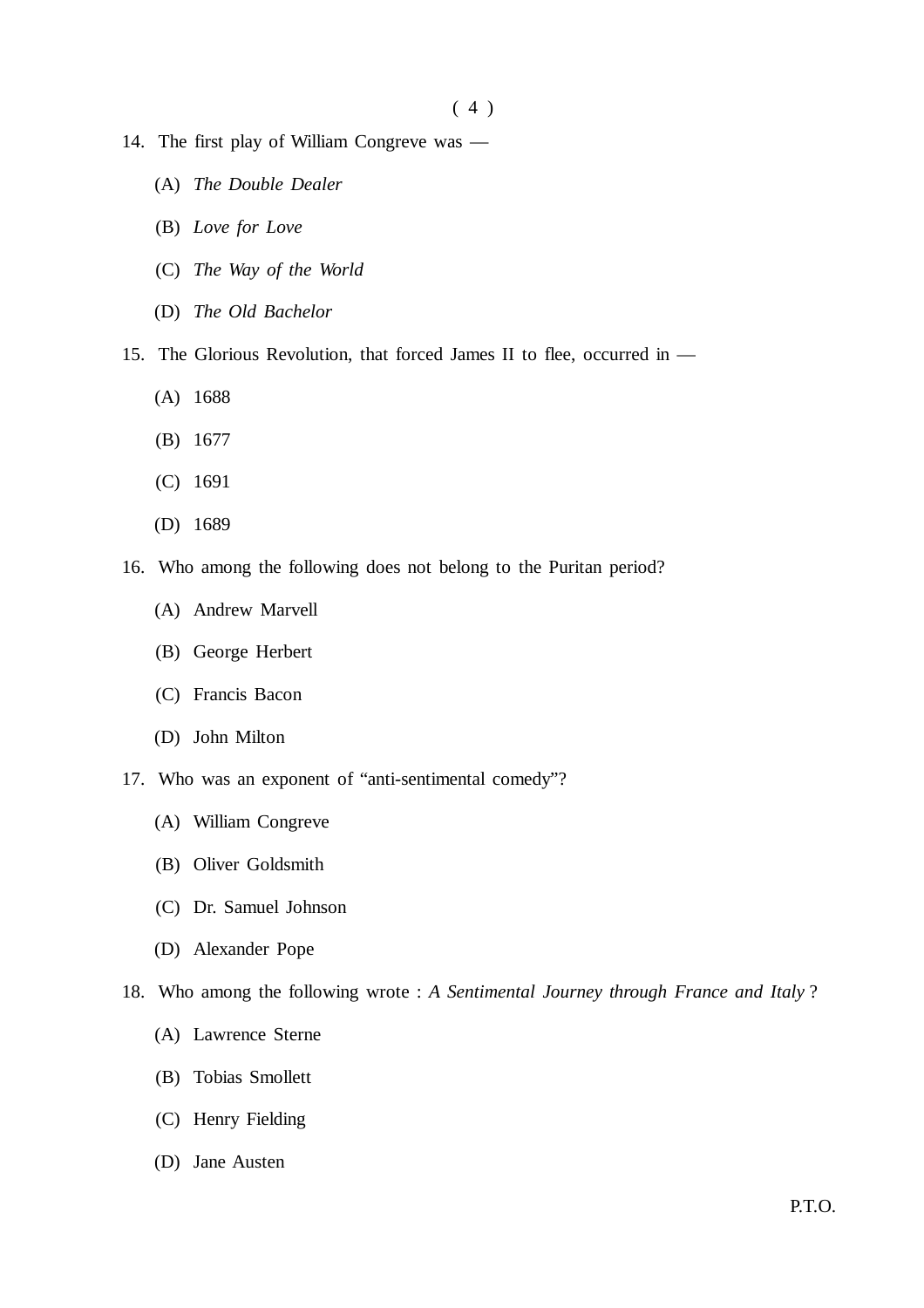14. The first play of William Congreve was —

    (A) *The Double Dealer*

    (B) *Love for Love*

    (C) *The Way of the World*

    (D) *The Old Bachelor*

15. The Glorious Revolution, that forced James II to flee, occurred in —

    (A) 1688

    (B) 1677

    (C) 1691

    (D) 1689

16. Who among the following does not belong to the Puritan period?

    (A) Andrew Marvell

    (B) George Herbert

    (C) Francis Bacon

    (D) John Milton

17. Who was an exponent of "anti-sentimental comedy"?

    (A) William Congreve

    (B) Oliver Goldsmith

    (C) Dr. Samuel Johnson

    (D) Alexander Pope

18. Who among the following wrote : *A Sentimental Journey through France and Italy* ?

    (A) Lawrence Sterne

    (B) Tobias Smollett

    (C) Henry Fielding

    (D) Jane Austen

P.T.O.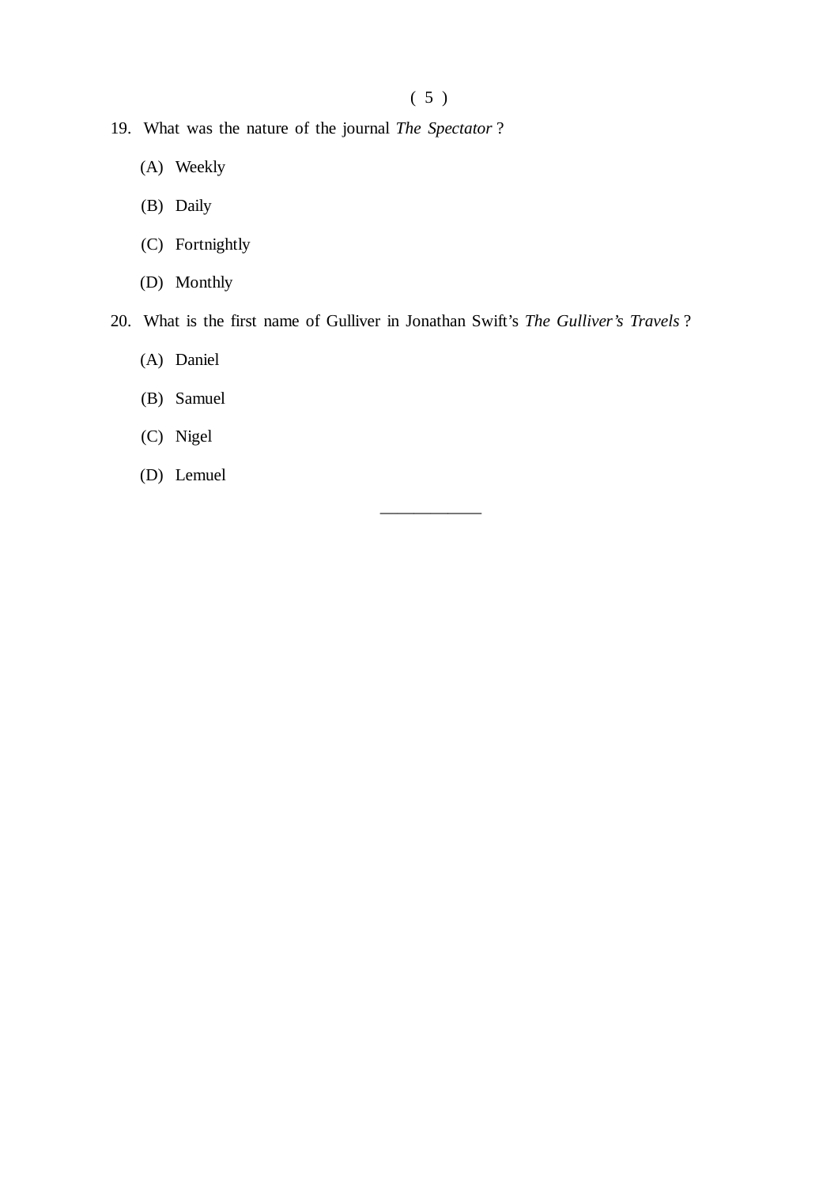19. What was the nature of the journal *The Spectator* ?

    (A) Weekly

    (B) Daily

    (C) Fortnightly

    (D) Monthly

20. What is the first name of Gulliver in Jonathan Swift's *The Gulliver's Travels* ?

    (A) Daniel

    (B) Samuel

    (C) Nigel

    (D) Lemuel

---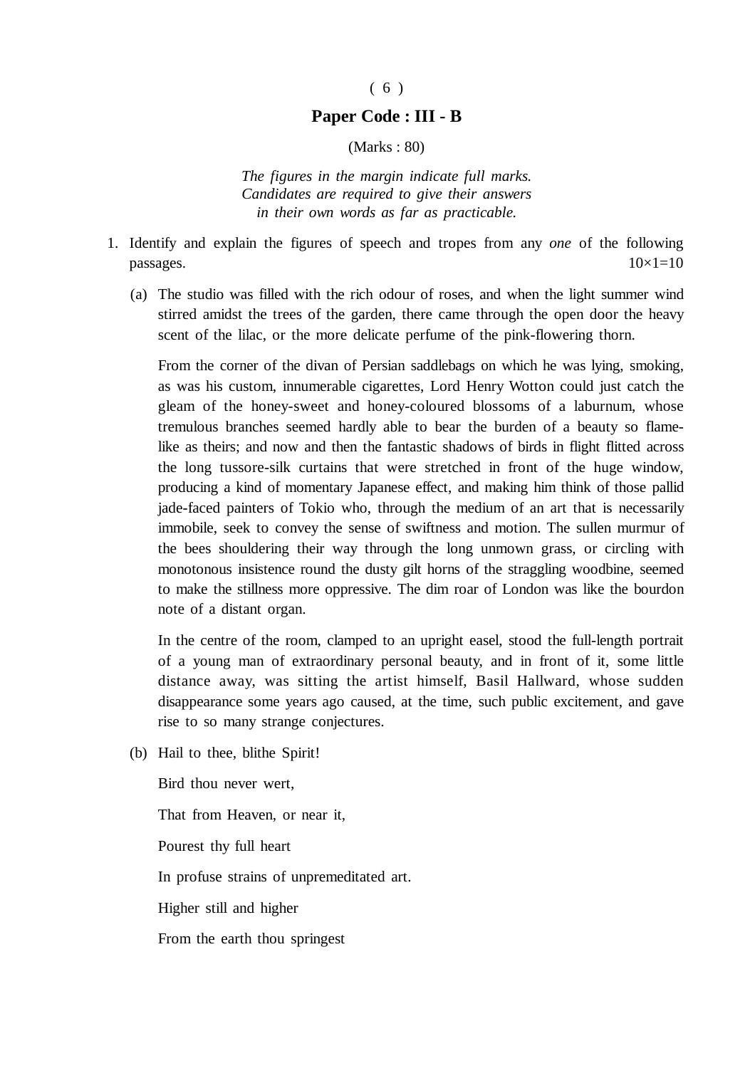## Paper Code : III - B

(Marks : 80)

*The figures in the margin indicate full marks.*
*Candidates are required to give their answers*
*in their own words as far as practicable.*

1. Identify and explain the figures of speech and tropes from any *one* of the following passages. 10×1=10

   (a) The studio was filled with the rich odour of roses, and when the light summer wind stirred amidst the trees of the garden, there came through the open door the heavy scent of the lilac, or the more delicate perfume of the pink-flowering thorn.

   From the corner of the divan of Persian saddlebags on which he was lying, smoking, as was his custom, innumerable cigarettes, Lord Henry Wotton could just catch the gleam of the honey-sweet and honey-coloured blossoms of a laburnum, whose tremulous branches seemed hardly able to bear the burden of a beauty so flame-like as theirs; and now and then the fantastic shadows of birds in flight flitted across the long tussore-silk curtains that were stretched in front of the huge window, producing a kind of momentary Japanese effect, and making him think of those pallid jade-faced painters of Tokio who, through the medium of an art that is necessarily immobile, seek to convey the sense of swiftness and motion. The sullen murmur of the bees shouldering their way through the long unmown grass, or circling with monotonous insistence round the dusty gilt horns of the straggling woodbine, seemed to make the stillness more oppressive. The dim roar of London was like the bourdon note of a distant organ.

   In the centre of the room, clamped to an upright easel, stood the full-length portrait of a young man of extraordinary personal beauty, and in front of it, some little distance away, was sitting the artist himself, Basil Hallward, whose sudden disappearance some years ago caused, at the time, such public excitement, and gave rise to so many strange conjectures.

   (b) Hail to thee, blithe Spirit!

   Bird thou never wert,

   That from Heaven, or near it,

   Pourest thy full heart

   In profuse strains of unpremeditated art.

   Higher still and higher

   From the earth thou springest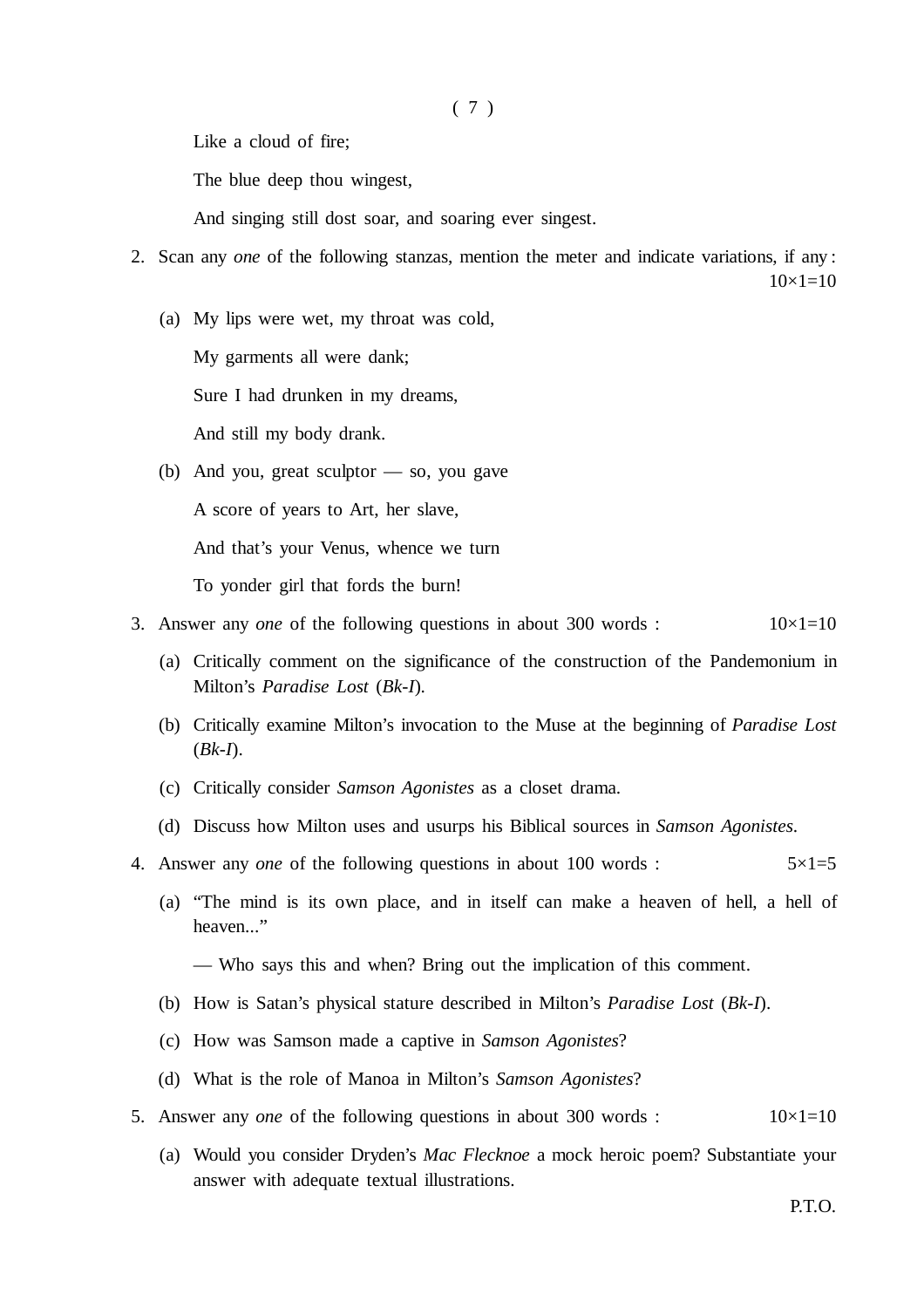Like a cloud of fire;

The blue deep thou wingest,

And singing still dost soar, and soaring ever singest.

2. Scan any *one* of the following stanzas, mention the meter and indicate variations, if any : 10×1=10

   (a) My lips were wet, my throat was cold,

   My garments all were dank;

   Sure I had drunken in my dreams,

   And still my body drank.

   (b) And you, great sculptor — so, you gave

   A score of years to Art, her slave,

   And that's your Venus, whence we turn

   To yonder girl that fords the burn!

3. Answer any *one* of the following questions in about 300 words : 10×1=10

   (a) Critically comment on the significance of the construction of the Pandemonium in Milton's *Paradise Lost* (*Bk-I*).

   (b) Critically examine Milton's invocation to the Muse at the beginning of *Paradise Lost* (*Bk-I*).

   (c) Critically consider *Samson Agonistes* as a closet drama.

   (d) Discuss how Milton uses and usurps his Biblical sources in *Samson Agonistes*.

4. Answer any *one* of the following questions in about 100 words : 5×1=5

   (a) "The mind is its own place, and in itself can make a heaven of hell, a hell of heaven..."

   — Who says this and when? Bring out the implication of this comment.

   (b) How is Satan's physical stature described in Milton's *Paradise Lost* (*Bk-I*).

   (c) How was Samson made a captive in *Samson Agonistes*?

   (d) What is the role of Manoa in Milton's *Samson Agonistes*?

5. Answer any *one* of the following questions in about 300 words : 10×1=10

   (a) Would you consider Dryden's *Mac Flecknoe* a mock heroic poem? Substantiate your answer with adequate textual illustrations.

P.T.O.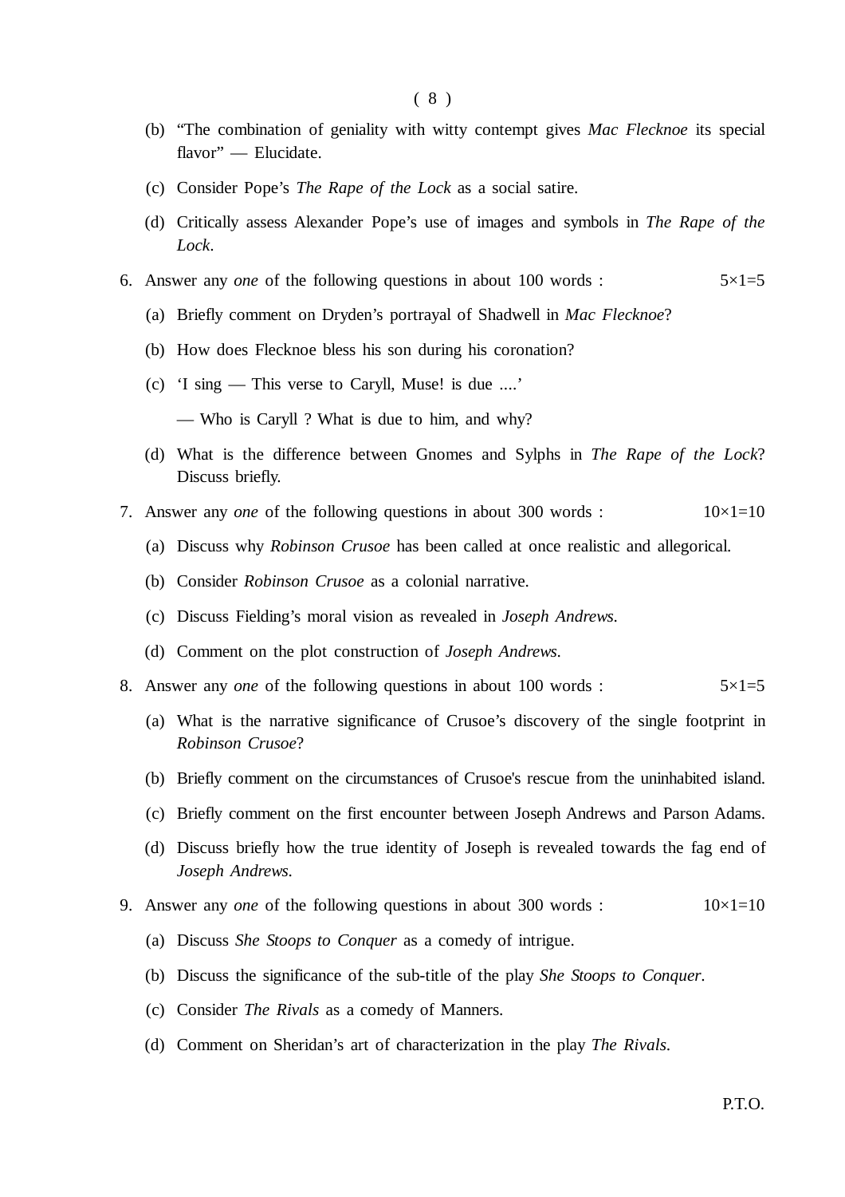(b) "The combination of geniality with witty contempt gives *Mac Flecknoe* its special flavor" — Elucidate.

(c) Consider Pope's *The Rape of the Lock* as a social satire.

(d) Critically assess Alexander Pope's use of images and symbols in *The Rape of the Lock*.

6. Answer any *one* of the following questions in about 100 words : 5×1=5

(a) Briefly comment on Dryden's portrayal of Shadwell in *Mac Flecknoe*?

(b) How does Flecknoe bless his son during his coronation?

(c) 'I sing — This verse to Caryll, Muse! is due ....'

— Who is Caryll ? What is due to him, and why?

(d) What is the difference between Gnomes and Sylphs in *The Rape of the Lock*? Discuss briefly.

7. Answer any *one* of the following questions in about 300 words : 10×1=10

(a) Discuss why *Robinson Crusoe* has been called at once realistic and allegorical.

(b) Consider *Robinson Crusoe* as a colonial narrative.

(c) Discuss Fielding's moral vision as revealed in *Joseph Andrews.*

(d) Comment on the plot construction of *Joseph Andrews.*

8. Answer any *one* of the following questions in about 100 words : 5×1=5

(a) What is the narrative significance of Crusoe's discovery of the single footprint in *Robinson Crusoe*?

(b) Briefly comment on the circumstances of Crusoe's rescue from the uninhabited island.

(c) Briefly comment on the first encounter between Joseph Andrews and Parson Adams.

(d) Discuss briefly how the true identity of Joseph is revealed towards the fag end of *Joseph Andrews.*

9. Answer any *one* of the following questions in about 300 words : 10×1=10

(a) Discuss *She Stoops to Conquer* as a comedy of intrigue.

(b) Discuss the significance of the sub-title of the play *She Stoops to Conquer*.

(c) Consider *The Rivals* as a comedy of Manners.

(d) Comment on Sheridan's art of characterization in the play *The Rivals*.

P.T.O.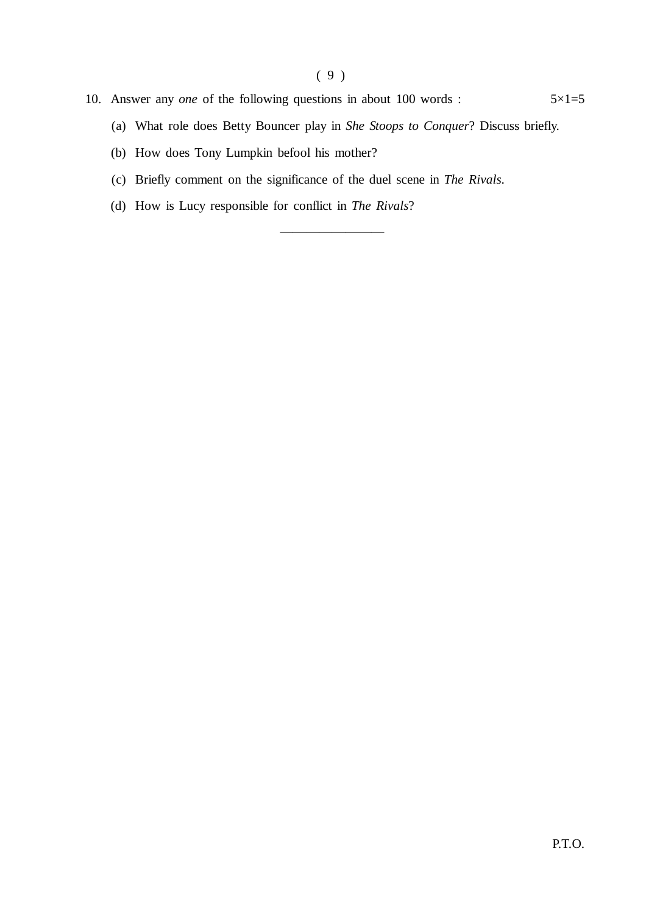10. Answer any *one* of the following questions in about 100 words : 5×1=5

(a) What role does Betty Bouncer play in *She Stoops to Conquer*? Discuss briefly.

(b) How does Tony Lumpkin befool his mother?

(c) Briefly comment on the significance of the duel scene in *The Rivals*.

(d) How is Lucy responsible for conflict in *The Rivals*?

---

P.T.O.